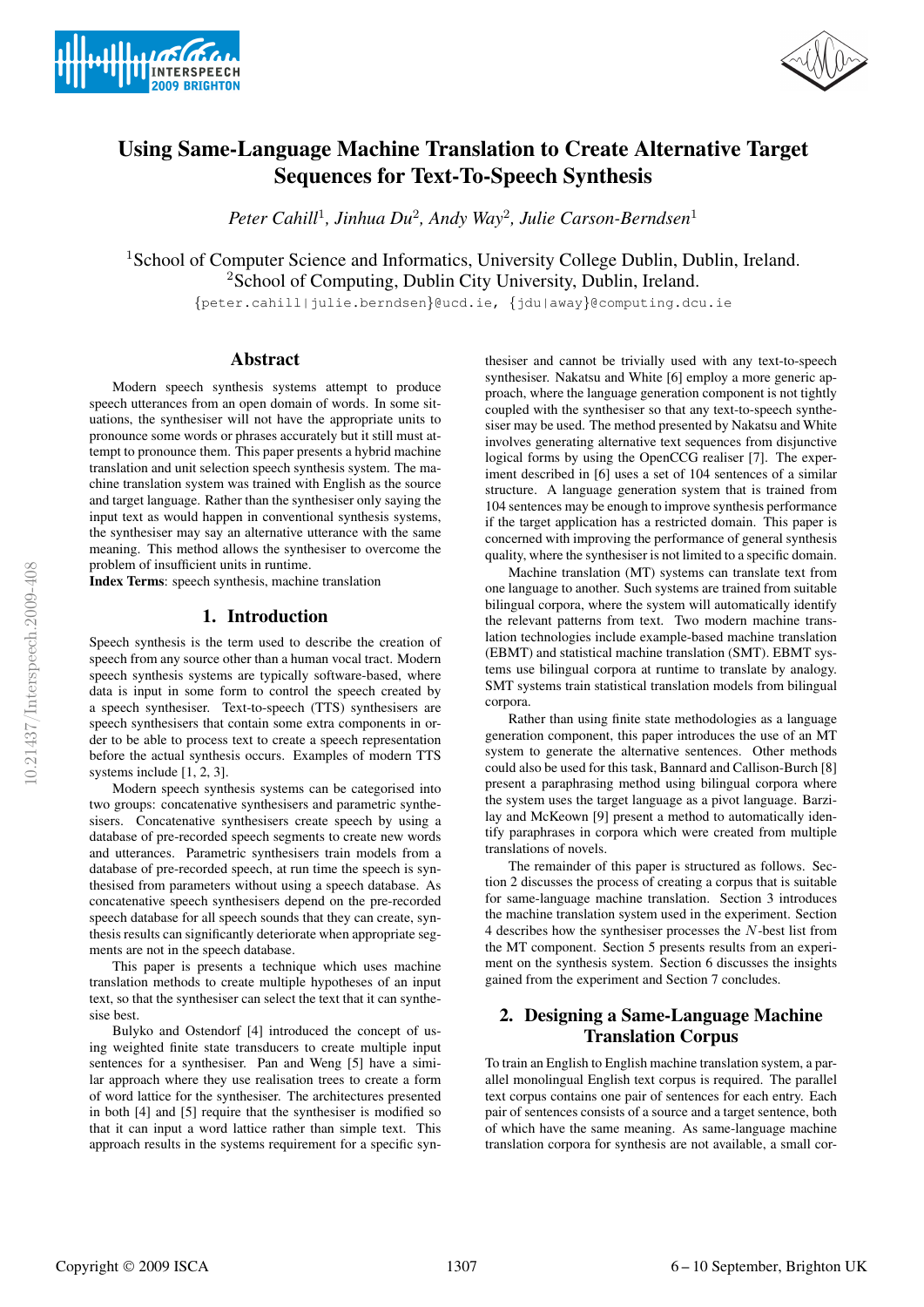# Using Same-Language Machine Translation to Create Alternative Target Sequences for Text-To-Speech Synthesis

*Peter Cahill*[1], *Jinhua Du*[2], *Andy Way*[2], *Julie Carson-Berndsen*[1]

[1]School of Computer Science and Informatics, University College Dublin, Dublin, Ireland.
[2]School of Computing, Dublin City University, Dublin, Ireland.

{peter.cahill|julie.berndsen}@ucd.ie, {jdu|away}@computing.dcu.ie

## Abstract

Modern speech synthesis systems attempt to produce speech utterances from an open domain of words. In some situations, the synthesiser will not have the appropriate units to pronounce some words or phrases accurately but it still must attempt to pronounce them. This paper presents a hybrid machine translation and unit selection speech synthesis system. The machine translation system was trained with English as the source and target language. Rather than the synthesiser only saying the input text as would happen in conventional synthesis systems, the synthesiser may say an alternative utterance with the same meaning. This method allows the synthesiser to overcome the problem of insufficient units in runtime.

**Index Terms**: speech synthesis, machine translation

## 1. Introduction

Speech synthesis is the term used to describe the creation of speech from any source other than a human vocal tract. Modern speech synthesis systems are typically software-based, where data is input in some form to control the speech created by a speech synthesiser. Text-to-speech (TTS) synthesisers are speech synthesisers that contain some extra components in order to be able to process text to create a speech representation before the actual synthesis occurs. Examples of modern TTS systems include [1, 2, 3].

Modern speech synthesis systems can be categorised into two groups: concatenative synthesisers and parametric synthesisers. Concatenative synthesisers create speech by using a database of pre-recorded speech segments to create new words and utterances. Parametric synthesisers train models from a database of pre-recorded speech, at run time the speech is synthesised from parameters without using a speech database. As concatenative speech synthesisers depend on the pre-recorded speech database for all speech sounds that they can create, synthesis results can significantly deteriorate when appropriate segments are not in the speech database.

This paper is presents a technique which uses machine translation methods to create multiple hypotheses of an input text, so that the synthesiser can select the text that it can synthesise best.

Bulyko and Ostendorf [4] introduced the concept of using weighted finite state transducers to create multiple input sentences for a synthesiser. Pan and Weng [5] have a similar approach where they use realisation trees to create a form of word lattice for the synthesiser. The architectures presented in both [4] and [5] require that the synthesiser is modified so that it can input a word lattice rather than simple text. This approach results in the systems requirement for a specific synthesiser and cannot be trivially used with any text-to-speech synthesiser. Nakatsu and White [6] employ a more generic approach, where the language generation component is not tightly coupled with the synthesiser so that any text-to-speech synthesiser may be used. The method presented by Nakatsu and White involves generating alternative text sequences from disjunctive logical forms by using the OpenCCG realiser [7]. The experiment described in [6] uses a set of 104 sentences of a similar structure. A language generation system that is trained from 104 sentences may be enough to improve synthesis performance if the target application has a restricted domain. This paper is concerned with improving the performance of general synthesis quality, where the synthesiser is not limited to a specific domain.

Machine translation (MT) systems can translate text from one language to another. Such systems are trained from suitable bilingual corpora, where the system will automatically identify the relevant patterns from text. Two modern machine translation technologies include example-based machine translation (EBMT) and statistical machine translation (SMT). EBMT systems use bilingual corpora at runtime to translate by analogy. SMT systems train statistical translation models from bilingual corpora.

Rather than using finite state methodologies as a language generation component, this paper introduces the use of an MT system to generate the alternative sentences. Other methods could also be used for this task, Bannard and Callison-Burch [8] present a paraphrasing method using bilingual corpora where the system uses the target language as a pivot language. Barzilay and McKeown [9] present a method to automatically identify paraphrases in corpora which were created from multiple translations of novels.

The remainder of this paper is structured as follows. Section 2 discusses the process of creating a corpus that is suitable for same-language machine translation. Section 3 introduces the machine translation system used in the experiment. Section 4 describes how the synthesiser processes the $N$-best list from the MT component. Section 5 presents results from an experiment on the synthesis system. Section 6 discusses the insights gained from the experiment and Section 7 concludes.

## 2. Designing a Same-Language Machine Translation Corpus

To train an English to English machine translation system, a parallel monolingual English text corpus is required. The parallel text corpus contains one pair of sentences for each entry. Each pair of sentences consists of a source and a target sentence, both of which have the same meaning. As same-language machine translation corpora for synthesis are not available, a small cor-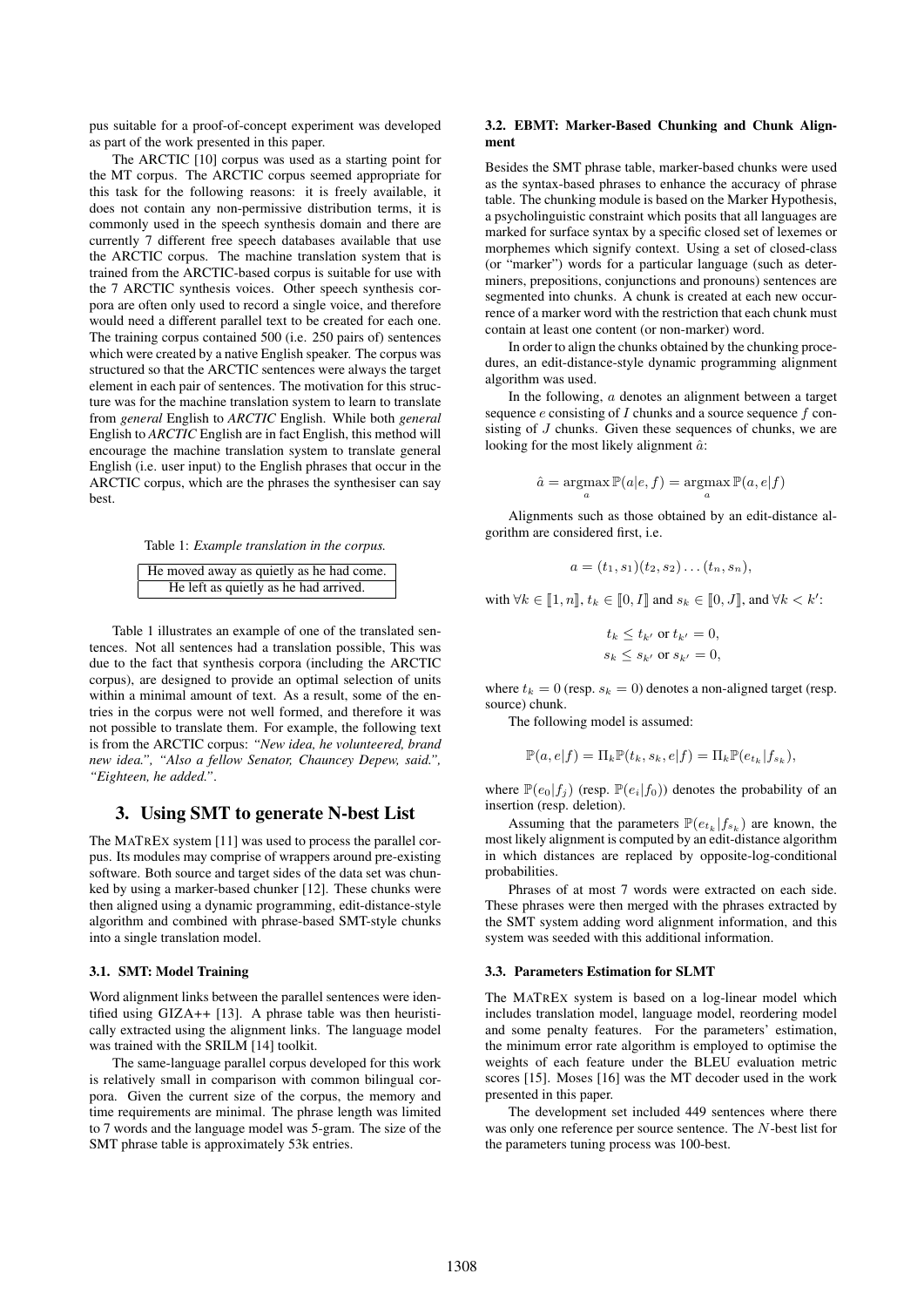pus suitable for a proof-of-concept experiment was developed as part of the work presented in this paper.

The ARCTIC [10] corpus was used as a starting point for the MT corpus. The ARCTIC corpus seemed appropriate for this task for the following reasons: it is freely available, it does not contain any non-permissive distribution terms, it is commonly used in the speech synthesis domain and there are currently 7 different free speech databases available that use the ARCTIC corpus. The machine translation system that is trained from the ARCTIC-based corpus is suitable for use with the 7 ARCTIC synthesis voices. Other speech synthesis corpora are often only used to record a single voice, and therefore would need a different parallel text to be created for each one. The training corpus contained 500 (i.e. 250 pairs of) sentences which were created by a native English speaker. The corpus was structured so that the ARCTIC sentences were always the target element in each pair of sentences. The motivation for this structure was for the machine translation system to learn to translate from *general* English to *ARCTIC* English. While both *general* English to *ARCTIC* English are in fact English, this method will encourage the machine translation system to translate general English (i.e. user input) to the English phrases that occur in the ARCTIC corpus, which are the phrases the synthesiser can say best.

Table 1: *Example translation in the corpus.*

| He moved away as quietly as he had come. |
|---|
| He left as quietly as he had arrived. |

Table 1 illustrates an example of one of the translated sentences. Not all sentences had a translation possible, This was due to the fact that synthesis corpora (including the ARCTIC corpus), are designed to provide an optimal selection of units within a minimal amount of text. As a result, some of the entries in the corpus were not well formed, and therefore it was not possible to translate them. For example, the following text is from the ARCTIC corpus: *"New idea, he volunteered, brand new idea.", "Also a fellow Senator, Chauncey Depew, said.", "Eighteen, he added."*.

## 3. Using SMT to generate N-best List

The MATREX system [11] was used to process the parallel corpus. Its modules may comprise of wrappers around pre-existing software. Both source and target sides of the data set was chunked by using a marker-based chunker [12]. These chunks were then aligned using a dynamic programming, edit-distance-style algorithm and combined with phrase-based SMT-style chunks into a single translation model.

### 3.1. SMT: Model Training

Word alignment links between the parallel sentences were identified using GIZA++ [13]. A phrase table was then heuristically extracted using the alignment links. The language model was trained with the SRILM [14] toolkit.

The same-language parallel corpus developed for this work is relatively small in comparison with common bilingual corpora. Given the current size of the corpus, the memory and time requirements are minimal. The phrase length was limited to 7 words and the language model was 5-gram. The size of the SMT phrase table is approximately 53k entries.

### 3.2. EBMT: Marker-Based Chunking and Chunk Alignment

Besides the SMT phrase table, marker-based chunks were used as the syntax-based phrases to enhance the accuracy of phrase table. The chunking module is based on the Marker Hypothesis, a psycholinguistic constraint which posits that all languages are marked for surface syntax by a specific closed set of lexemes or morphemes which signify context. Using a set of closed-class (or "marker") words for a particular language (such as determiners, prepositions, conjunctions and pronouns) sentences are segmented into chunks. A chunk is created at each new occurrence of a marker word with the restriction that each chunk must contain at least one content (or non-marker) word.

In order to align the chunks obtained by the chunking procedures, an edit-distance-style dynamic programming alignment algorithm was used.

In the following, $a$ denotes an alignment between a target sequence $e$ consisting of $I$ chunks and a source sequence $f$ consisting of $J$ chunks. Given these sequences of chunks, we are looking for the most likely alignment $\hat{a}$:

$$\hat{a} = \underset{a}{\operatorname{argmax}}\, \mathbb{P}(a|e, f) = \underset{a}{\operatorname{argmax}}\, \mathbb{P}(a, e|f)$$

Alignments such as those obtained by an edit-distance algorithm are considered first, i.e.

$$a = (t_1, s_1)(t_2, s_2) \ldots (t_n, s_n),$$

with $\forall k \in [\![1, n]\!]$, $t_k \in [\![0, I]\!]$ and $s_k \in [\![0, J]\!]$, and $\forall k < k'$:

$$t_k \leq t_{k'} \text{ or } t_{k'} = 0,$$
$$s_k \leq s_{k'} \text{ or } s_{k'} = 0,$$

where $t_k = 0$ (resp. $s_k = 0$) denotes a non-aligned target (resp. source) chunk.

The following model is assumed:

$$\mathbb{P}(a, e|f) = \Pi_k \mathbb{P}(t_k, s_k, e|f) = \Pi_k \mathbb{P}(e_{t_k}|f_{s_k}),$$

where $\mathbb{P}(e_0|f_j)$ (resp. $\mathbb{P}(e_i|f_0)$) denotes the probability of an insertion (resp. deletion).

Assuming that the parameters $\mathbb{P}(e_{t_k}|f_{s_k})$ are known, the most likely alignment is computed by an edit-distance algorithm in which distances are replaced by opposite-log-conditional probabilities.

Phrases of at most 7 words were extracted on each side. These phrases were then merged with the phrases extracted by the SMT system adding word alignment information, and this system was seeded with this additional information.

### 3.3. Parameters Estimation for SLMT

The MATREX system is based on a log-linear model which includes translation model, language model, reordering model and some penalty features. For the parameters' estimation, the minimum error rate algorithm is employed to optimise the weights of each feature under the BLEU evaluation metric scores [15]. Moses [16] was the MT decoder used in the work presented in this paper.

The development set included 449 sentences where there was only one reference per source sentence. The $N$-best list for the parameters tuning process was 100-best.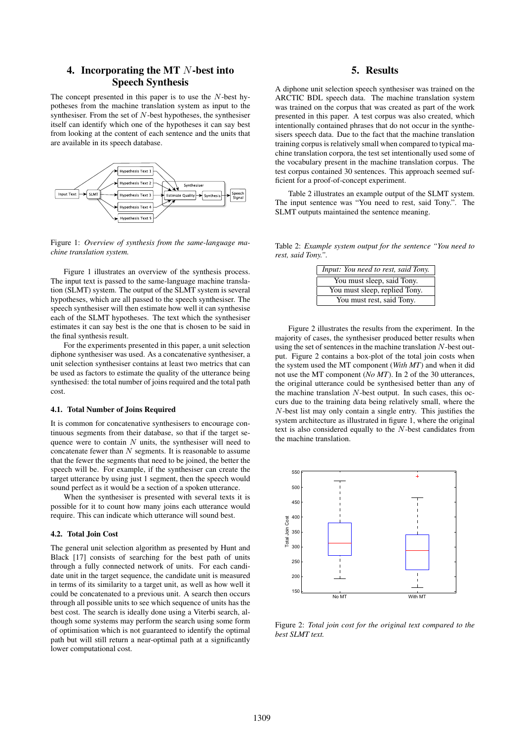## 4. Incorporating the MT $N$-best into Speech Synthesis

The concept presented in this paper is to use the $N$-best hypotheses from the machine translation system as input to the synthesiser. From the set of $N$-best hypotheses, the synthesiser itself can identify which one of the hypotheses it can say best from looking at the content of each sentence and the units that are available in its speech database.

Figure 1: *Overview of synthesis from the same-language machine translation system.*

Figure 1 illustrates an overview of the synthesis process. The input text is passed to the same-language machine translation (SLMT) system. The output of the SLMT system is several hypotheses, which are all passed to the speech synthesiser. The speech synthesiser will then estimate how well it can synthesise each of the SLMT hypotheses. The text which the synthesiser estimates it can say best is the one that is chosen to be said in the final synthesis result.

For the experiments presented in this paper, a unit selection diphone synthesiser was used. As a concatenative synthesiser, a unit selection synthesiser contains at least two metrics that can be used as factors to estimate the quality of the utterance being synthesised: the total number of joins required and the total path cost.

### 4.1. Total Number of Joins Required

It is common for concatenative synthesisers to encourage continuous segments from their database, so that if the target sequence were to contain $N$ units, the synthesiser will need to concatenate fewer than $N$ segments. It is reasonable to assume that the fewer the segments that need to be joined, the better the speech will be. For example, if the synthesiser can create the target utterance by using just 1 segment, then the speech would sound perfect as it would be a section of a spoken utterance.

When the synthesiser is presented with several texts it is possible for it to count how many joins each utterance would require. This can indicate which utterance will sound best.

### 4.2. Total Join Cost

The general unit selection algorithm as presented by Hunt and Black [17] consists of searching for the best path of units through a fully connected network of units. For each candidate unit in the target sequence, the candidate unit is measured in terms of its similarity to a target unit, as well as how well it could be concatenated to a previous unit. A search then occurs through all possible units to see which sequence of units has the best cost. The search is ideally done using a Viterbi search, although some systems may perform the search using some form of optimisation which is not guaranteed to identify the optimal path but will still return a near-optimal path at a significantly lower computational cost.

## 5. Results

A diphone unit selection speech synthesiser was trained on the ARCTIC BDL speech data. The machine translation system was trained on the corpus that was created as part of the work presented in this paper. A test corpus was also created, which intentionally contained phrases that do not occur in the synthesisers speech data. Due to the fact that the machine translation training corpus is relatively small when compared to typical machine translation corpora, the test set intentionally used some of the vocabulary present in the machine translation corpus. The test corpus contained 30 sentences. This approach seemed sufficient for a proof-of-concept experiment.

Table 2 illustrates an example output of the SLMT system. The input sentence was "You need to rest, said Tony.". The SLMT outputs maintained the sentence meaning.

Table 2: *Example system output for the sentence "You need to rest, said Tony.".*

| *Input: You need to rest, said Tony.* |
|---|
| You must sleep, said Tony. |
| You must sleep, replied Tony. |
| You must rest, said Tony. |

Figure 2 illustrates the results from the experiment. In the majority of cases, the synthesiser produced better results when using the set of sentences in the machine translation $N$-best output. Figure 2 contains a box-plot of the total join costs when the system used the MT component (*With MT*) and when it did not use the MT component (*No MT*). In 2 of the 30 utterances, the original utterance could be synthesised better than any of the machine translation $N$-best output. In such cases, this occurs due to the training data being relatively small, where the $N$-best list may only contain a single entry. This justifies the system architecture as illustrated in figure 1, where the original text is also considered equally to the $N$-best candidates from the machine translation.

Figure 2: *Total join cost for the original text compared to the best SLMT text.*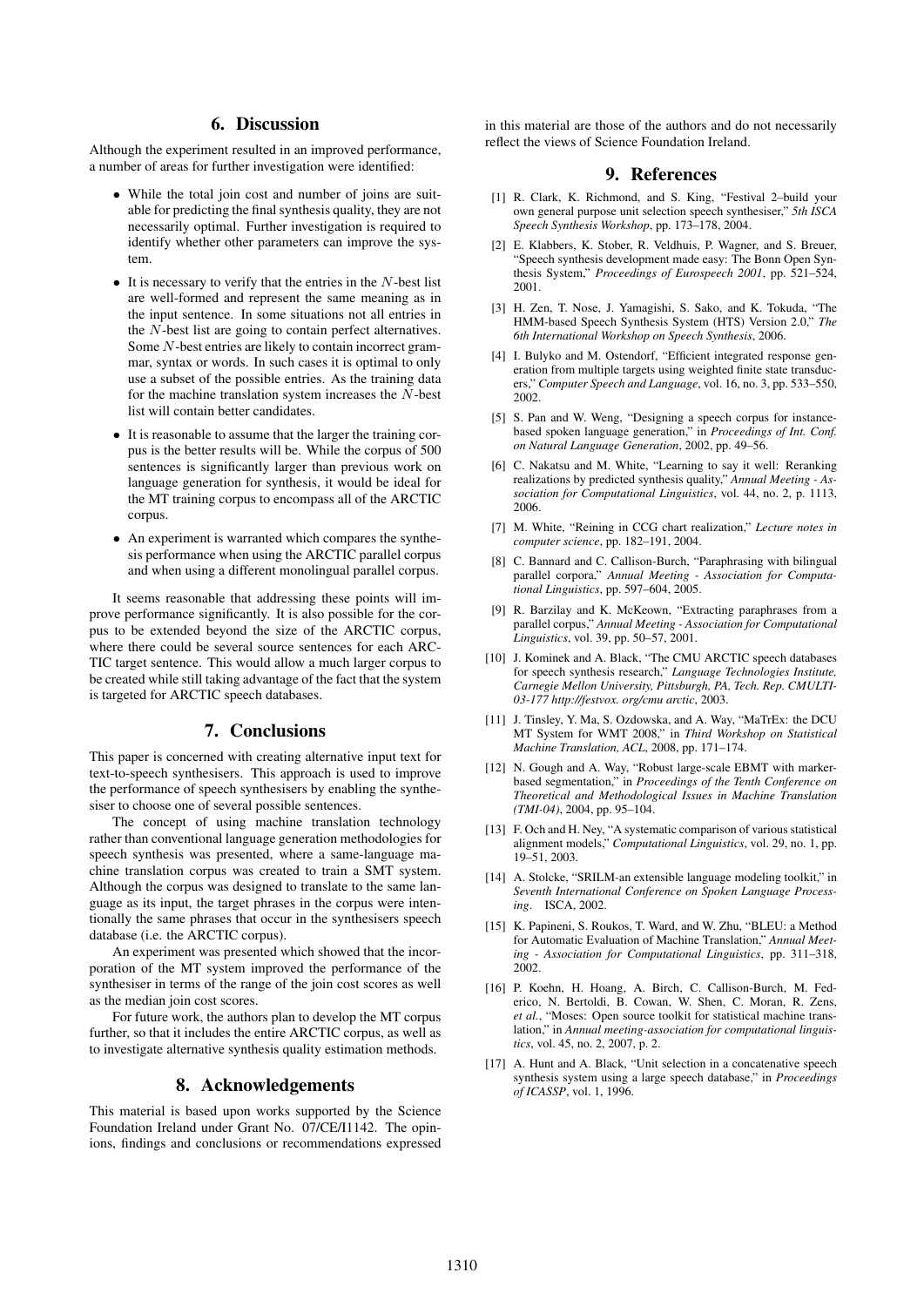## 6. Discussion

Although the experiment resulted in an improved performance, a number of areas for further investigation were identified:

- While the total join cost and number of joins are suitable for predicting the final synthesis quality, they are not necessarily optimal. Further investigation is required to identify whether other parameters can improve the system.
- It is necessary to verify that the entries in the $N$-best list are well-formed and represent the same meaning as in the input sentence. In some situations not all entries in the $N$-best list are going to contain perfect alternatives. Some $N$-best entries are likely to contain incorrect grammar, syntax or words. In such cases it is optimal to only use a subset of the possible entries. As the training data for the machine translation system increases the $N$-best list will contain better candidates.
- It is reasonable to assume that the larger the training corpus is the better results will be. While the corpus of 500 sentences is significantly larger than previous work on language generation for synthesis, it would be ideal for the MT training corpus to encompass all of the ARCTIC corpus.
- An experiment is warranted which compares the synthesis performance when using the ARCTIC parallel corpus and when using a different monolingual parallel corpus.

It seems reasonable that addressing these points will improve performance significantly. It is also possible for the corpus to be extended beyond the size of the ARCTIC corpus, where there could be several source sentences for each ARCTIC target sentence. This would allow a much larger corpus to be created while still taking advantage of the fact that the system is targeted for ARCTIC speech databases.

## 7. Conclusions

This paper is concerned with creating alternative input text for text-to-speech synthesisers. This approach is used to improve the performance of speech synthesisers by enabling the synthesiser to choose one of several possible sentences.

The concept of using machine translation technology rather than conventional language generation methodologies for speech synthesis was presented, where a same-language machine translation corpus was created to train a SMT system. Although the corpus was designed to translate to the same language as its input, the target phrases in the corpus were intentionally the same phrases that occur in the synthesisers speech database (i.e. the ARCTIC corpus).

An experiment was presented which showed that the incorporation of the MT system improved the performance of the synthesiser in terms of the range of the join cost scores as well as the median join cost scores.

For future work, the authors plan to develop the MT corpus further, so that it includes the entire ARCTIC corpus, as well as to investigate alternative synthesis quality estimation methods.

## 8. Acknowledgements

This material is based upon works supported by the Science Foundation Ireland under Grant No. 07/CE/I1142. The opinions, findings and conclusions or recommendations expressed in this material are those of the authors and do not necessarily reflect the views of Science Foundation Ireland.

## 9. References

[1] R. Clark, K. Richmond, and S. King, "Festival 2–build your own general purpose unit selection speech synthesiser," *5th ISCA Speech Synthesis Workshop*, pp. 173–178, 2004.

[2] E. Klabbers, K. Stober, R. Veldhuis, P. Wagner, and S. Breuer, "Speech synthesis development made easy: The Bonn Open Synthesis System," *Proceedings of Eurospeech 2001*, pp. 521–524, 2001.

[3] H. Zen, T. Nose, J. Yamagishi, S. Sako, and K. Tokuda, "The HMM-based Speech Synthesis System (HTS) Version 2.0," *The 6th International Workshop on Speech Synthesis*, 2006.

[4] I. Bulyko and M. Ostendorf, "Efficient integrated response generation from multiple targets using weighted finite state transducers," *Computer Speech and Language*, vol. 16, no. 3, pp. 533–550, 2002.

[5] S. Pan and W. Weng, "Designing a speech corpus for instance-based spoken language generation," in *Proceedings of Int. Conf. on Natural Language Generation*, 2002, pp. 49–56.

[6] C. Nakatsu and M. White, "Learning to say it well: Reranking realizations by predicted synthesis quality," *Annual Meeting - Association for Computational Linguistics*, vol. 44, no. 2, p. 1113, 2006.

[7] M. White, "Reining in CCG chart realization," *Lecture notes in computer science*, pp. 182–191, 2004.

[8] C. Bannard and C. Callison-Burch, "Paraphrasing with bilingual parallel corpora," *Annual Meeting - Association for Computational Linguistics*, pp. 597–604, 2005.

[9] R. Barzilay and K. McKeown, "Extracting paraphrases from a parallel corpus," *Annual Meeting - Association for Computational Linguistics*, vol. 39, pp. 50–57, 2001.

[10] J. Kominek and A. Black, "The CMU ARCTIC speech databases for speech synthesis research," *Language Technologies Institute, Carnegie Mellon University, Pittsburgh, PA, Tech. Rep. CMULTI-03-177 http://festvox. org/cmu arctic*, 2003.

[11] J. Tinsley, Y. Ma, S. Ozdowska, and A. Way, "MaTrEx: the DCU MT System for WMT 2008," in *Third Workshop on Statistical Machine Translation, ACL*, 2008, pp. 171–174.

[12] N. Gough and A. Way, "Robust large-scale EBMT with marker-based segmentation," in *Proceedings of the Tenth Conference on Theoretical and Methodological Issues in Machine Translation (TMI-04)*, 2004, pp. 95–104.

[13] F. Och and H. Ney, "A systematic comparison of various statistical alignment models," *Computational Linguistics*, vol. 29, no. 1, pp. 19–51, 2003.

[14] A. Stolcke, "SRILM-an extensible language modeling toolkit," in *Seventh International Conference on Spoken Language Processing*. ISCA, 2002.

[15] K. Papineni, S. Roukos, T. Ward, and W. Zhu, "BLEU: a Method for Automatic Evaluation of Machine Translation," *Annual Meeting - Association for Computational Linguistics*, pp. 311–318, 2002.

[16] P. Koehn, H. Hoang, A. Birch, C. Callison-Burch, M. Federico, N. Bertoldi, B. Cowan, W. Shen, C. Moran, R. Zens, *et al.*, "Moses: Open source toolkit for statistical machine translation," in *Annual meeting-association for computational linguistics*, vol. 45, no. 2, 2007, p. 2.

[17] A. Hunt and A. Black, "Unit selection in a concatenative speech synthesis system using a large speech database," in *Proceedings of ICASSP*, vol. 1, 1996.